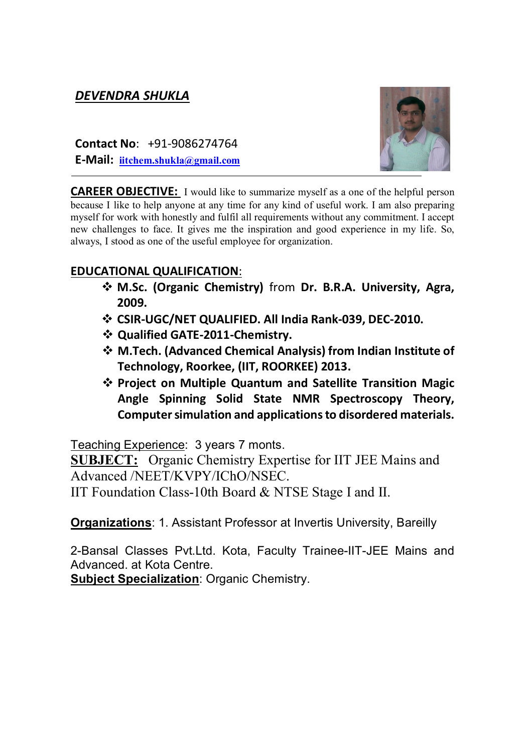## ***DEVENDRA SHUKLA***

**Contact No**: +91-9086274764
**E-Mail:** iitchem.shukla@gmail.com

---

**CAREER OBJECTIVE:** I would like to summarize myself as a one of the helpful person because I like to help anyone at any time for any kind of useful work. I am also preparing myself for work with honestly and fulfil all requirements without any commitment. I accept new challenges to face. It gives me the inspiration and good experience in my life. So, always, I stood as one of the useful employee for organization.

**EDUCATIONAL QUALIFICATION**:

- **M.Sc. (Organic Chemistry)** from **Dr. B.R.A. University, Agra, 2009.**
- **CSIR-UGC/NET QUALIFIED. All India Rank-039, DEC-2010.**
- **Qualified GATE-2011-Chemistry.**
- **M.Tech. (Advanced Chemical Analysis) from Indian Institute of Technology, Roorkee, (IIT, ROORKEE) 2013.**
- **Project on Multiple Quantum and Satellite Transition Magic Angle Spinning Solid State NMR Spectroscopy Theory, Computer simulation and applications to disordered materials.**

Teaching Experience: 3 years 7 monts.

**SUBJECT:** Organic Chemistry Expertise for IIT JEE Mains and Advanced /NEET/KVPY/IChO/NSEC.
IIT Foundation Class-10th Board & NTSE Stage I and II.

**Organizations**: 1. Assistant Professor at Invertis University, Bareilly

2-Bansal Classes Pvt.Ltd. Kota, Faculty Trainee-IIT-JEE Mains and Advanced. at Kota Centre.

**Subject Specialization**: Organic Chemistry.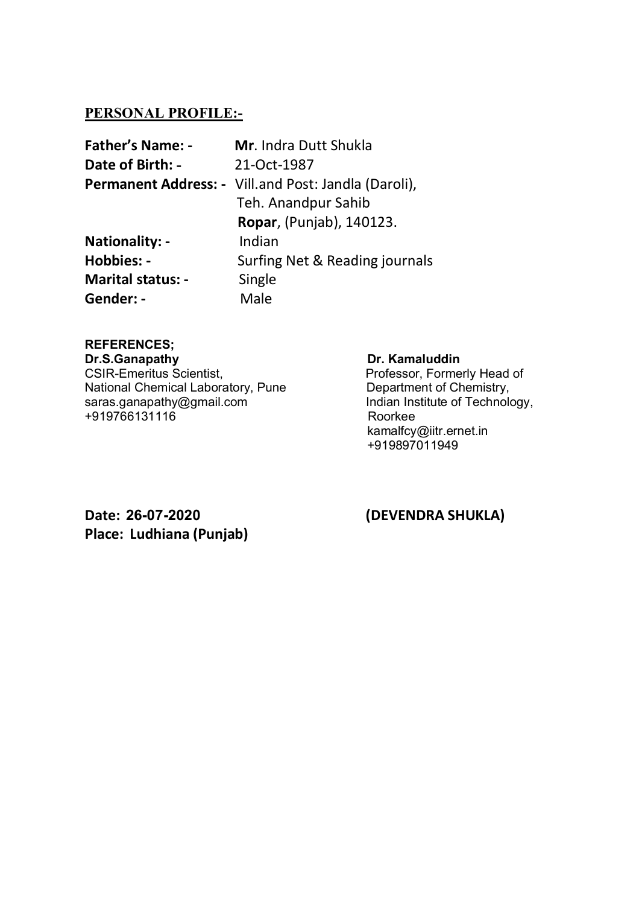## PERSONAL PROFILE:-

**Father's Name: -** **Mr**. Indra Dutt Shukla
**Date of Birth: -** 21-Oct-1987
**Permanent Address: -** Vill.and Post: Jandla (Daroli),
Teh. Anandpur Sahib
**Ropar**, (Punjab), 140123.
**Nationality: -** Indian
**Hobbies: -** Surfing Net & Reading journals
**Marital status: -** Single
**Gender: -** Male

**REFERENCES;**

**Dr.S.Ganapathy**
CSIR-Emeritus Scientist,
National Chemical Laboratory, Pune
saras.ganapathy@gmail.com
+919766131116

**Dr. Kamaluddin**
Professor, Formerly Head of
Department of Chemistry,
Indian Institute of Technology,
Roorkee
kamalfcy@iitr.ernet.in
+919897011949

**Date: 26-07-2020**
**Place: Ludhiana (Punjab)**

**(DEVENDRA SHUKLA)**